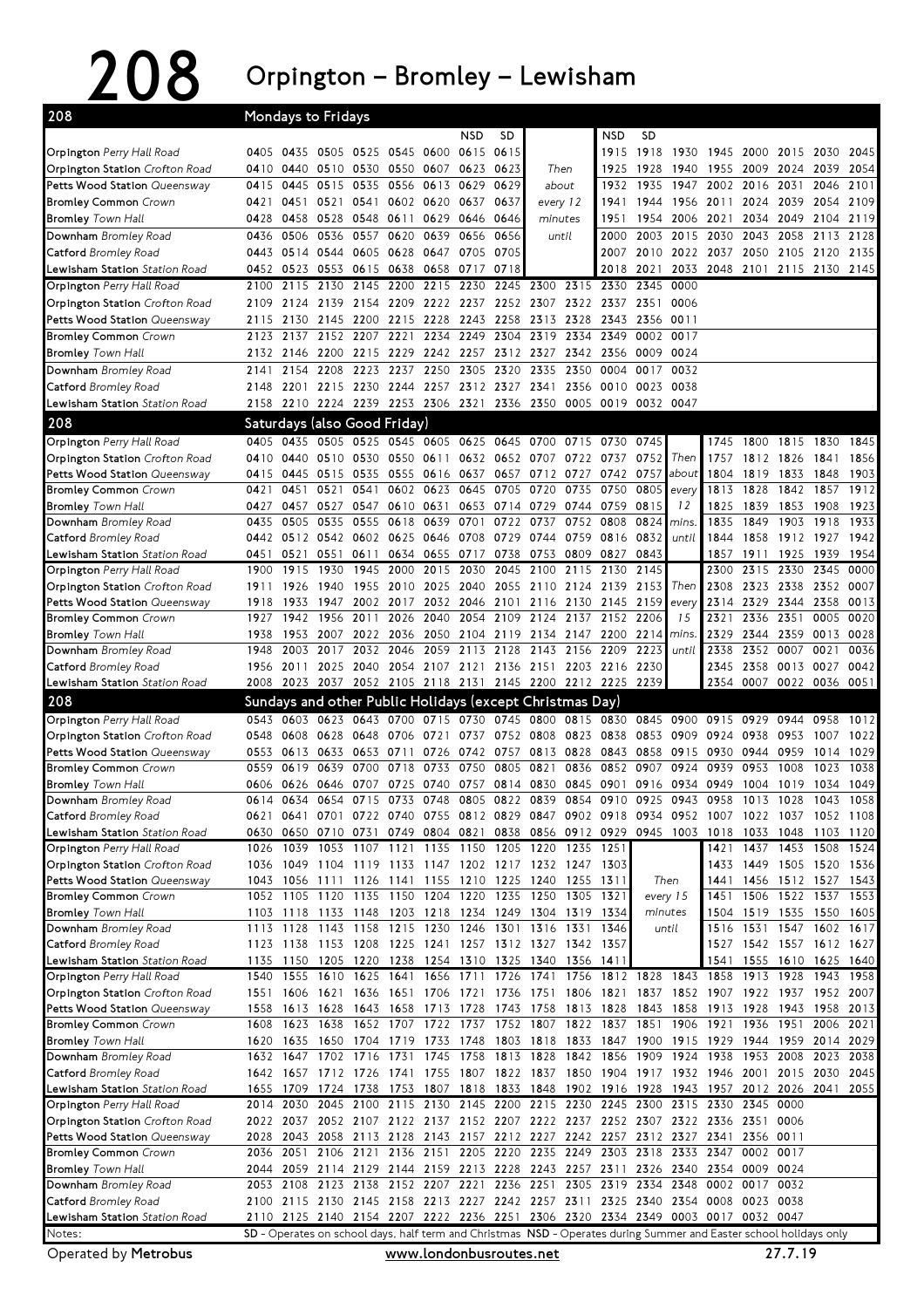# 208 Orpington – Bromley – Lewisham

## Mondays to Fridays

| 208 | | | | | | | NSD | SD | | | NSD | SD | | | | | | |
|---|---|---|---|---|---|---|---|---|---|---|---|---|---|---|---|---|---|---|
| Orpington Perry Hall Road | 0405 | 0435 | 0505 | 0525 | 0545 | 0600 | 0615 | 0615 | | | 1915 | 1918 | 1930 | 1945 | 2000 | 2015 | 2030 | 2045 |
| Orpington Station Crofton Road | 0410 | 0440 | 0510 | 0530 | 0550 | 0607 | 0623 | 0623 | Then | | 1925 | 1928 | 1940 | 1955 | 2009 | 2024 | 2039 | 2054 |
| Petts Wood Station Queensway | 0415 | 0445 | 0515 | 0535 | 0556 | 0613 | 0629 | 0629 | about | | 1932 | 1935 | 1947 | 2002 | 2016 | 2031 | 2046 | 2101 |
| Bromley Common Crown | 0421 | 0451 | 0521 | 0541 | 0602 | 0620 | 0637 | 0637 | every 12 | | 1941 | 1944 | 1956 | 2011 | 2024 | 2039 | 2054 | 2109 |
| Bromley Town Hall | 0428 | 0458 | 0528 | 0548 | 0611 | 0629 | 0646 | 0646 | minutes | | 1951 | 1954 | 2006 | 2021 | 2034 | 2049 | 2104 | 2119 |
| Downham Bromley Road | 0436 | 0506 | 0536 | 0557 | 0620 | 0639 | 0656 | 0656 | until | | 2000 | 2003 | 2015 | 2030 | 2043 | 2058 | 2113 | 2128 |
| Catford Bromley Road | 0443 | 0514 | 0544 | 0605 | 0628 | 0647 | 0705 | 0705 | | | 2007 | 2010 | 2022 | 2037 | 2050 | 2105 | 2120 | 2135 |
| Lewisham Station Station Road | 0452 | 0523 | 0553 | 0615 | 0638 | 0658 | 0717 | 0718 | | | 2018 | 2021 | 2033 | 2048 | 2101 | 2115 | 2130 | 2145 |

| 208 | | | | | | | | | | | | | |
|---|---|---|---|---|---|---|---|---|---|---|---|---|---|
| Orpington Perry Hall Road | 2100 | 2115 | 2130 | 2145 | 2200 | 2215 | 2230 | 2245 | 2300 | 2315 | 2330 | 2345 | 0000 |
| Orpington Station Crofton Road | 2109 | 2124 | 2139 | 2154 | 2209 | 2222 | 2237 | 2252 | 2307 | 2322 | 2337 | 2351 | 0006 |
| Petts Wood Station Queensway | 2115 | 2130 | 2145 | 2200 | 2215 | 2228 | 2243 | 2258 | 2313 | 2328 | 2343 | 2356 | 0011 |
| Bromley Common Crown | 2123 | 2137 | 2152 | 2207 | 2221 | 2234 | 2249 | 2304 | 2319 | 2334 | 2349 | 0002 | 0017 |
| Bromley Town Hall | 2132 | 2146 | 2200 | 2215 | 2229 | 2242 | 2257 | 2312 | 2327 | 2342 | 2356 | 0009 | 0024 |
| Downham Bromley Road | 2141 | 2154 | 2208 | 2223 | 2237 | 2250 | 2305 | 2320 | 2335 | 2350 | 0004 | 0017 | 0032 |
| Catford Bromley Road | 2148 | 2201 | 2215 | 2230 | 2244 | 2257 | 2312 | 2327 | 2341 | 2356 | 0010 | 0023 | 0038 |
| Lewisham Station Station Road | 2158 | 2210 | 2224 | 2239 | 2253 | 2306 | 2321 | 2336 | 2350 | 0005 | 0019 | 0032 | 0047 |

## Saturdays (also Good Friday)

| 208 | | | | | | | | | | | | | | | | | | |
|---|---|---|---|---|---|---|---|---|---|---|---|---|---|---|---|---|---|---|
| Orpington Perry Hall Road | 0405 | 0435 | 0505 | 0525 | 0545 | 0605 | 0625 | 0645 | 0700 | 0715 | 0730 | 0745 | | 1745 | 1800 | 1815 | 1830 | 1845 |
| Orpington Station Crofton Road | 0410 | 0440 | 0510 | 0530 | 0550 | 0611 | 0632 | 0652 | 0707 | 0722 | 0737 | 0752 | Then | 1757 | 1812 | 1826 | 1841 | 1856 |
| Petts Wood Station Queensway | 0415 | 0445 | 0515 | 0535 | 0555 | 0616 | 0637 | 0657 | 0712 | 0727 | 0742 | 0757 | about | 1804 | 1819 | 1833 | 1848 | 1903 |
| Bromley Common Crown | 0421 | 0451 | 0521 | 0541 | 0602 | 0623 | 0645 | 0705 | 0720 | 0735 | 0750 | 0805 | every | 1813 | 1828 | 1842 | 1857 | 1912 |
| Bromley Town Hall | 0427 | 0457 | 0527 | 0547 | 0610 | 0631 | 0653 | 0714 | 0729 | 0744 | 0759 | 0815 | 12 | 1825 | 1839 | 1853 | 1908 | 1923 |
| Downham Bromley Road | 0435 | 0505 | 0535 | 0555 | 0618 | 0639 | 0701 | 0722 | 0737 | 0752 | 0808 | 0824 | mins. | 1835 | 1849 | 1903 | 1918 | 1933 |
| Catford Bromley Road | 0442 | 0512 | 0542 | 0602 | 0625 | 0646 | 0708 | 0729 | 0744 | 0759 | 0816 | 0832 | until | 1844 | 1858 | 1912 | 1927 | 1942 |
| Lewisham Station Station Road | 0451 | 0521 | 0551 | 0611 | 0634 | 0655 | 0717 | 0738 | 0753 | 0809 | 0827 | 0843 | | 1857 | 1911 | 1925 | 1939 | 1954 |

| 208 | | | | | | | | | | | | | | | | | | |
|---|---|---|---|---|---|---|---|---|---|---|---|---|---|---|---|---|---|---|
| Orpington Perry Hall Road | 1900 | 1915 | 1930 | 1945 | 2000 | 2015 | 2030 | 2045 | 2100 | 2115 | 2130 | 2145 | | 2300 | 2315 | 2330 | 2345 | 0000 |
| Orpington Station Crofton Road | 1911 | 1926 | 1940 | 1955 | 2010 | 2025 | 2040 | 2055 | 2110 | 2124 | 2139 | 2153 | Then | 2308 | 2323 | 2338 | 2352 | 0007 |
| Petts Wood Station Queensway | 1918 | 1933 | 1947 | 2002 | 2017 | 2032 | 2046 | 2101 | 2116 | 2130 | 2145 | 2159 | every | 2314 | 2329 | 2344 | 2358 | 0013 |
| Bromley Common Crown | 1927 | 1942 | 1956 | 2011 | 2026 | 2040 | 2054 | 2109 | 2124 | 2137 | 2152 | 2206 | 15 | 2321 | 2336 | 2351 | 0005 | 0020 |
| Bromley Town Hall | 1938 | 1953 | 2007 | 2022 | 2036 | 2050 | 2104 | 2119 | 2134 | 2147 | 2200 | 2214 | mins. | 2329 | 2344 | 2359 | 0013 | 0028 |
| Downham Bromley Road | 1948 | 2003 | 2017 | 2032 | 2046 | 2059 | 2113 | 2128 | 2143 | 2156 | 2209 | 2223 | until | 2338 | 2352 | 0007 | 0021 | 0036 |
| Catford Bromley Road | 1956 | 2011 | 2025 | 2040 | 2054 | 2107 | 2121 | 2136 | 2151 | 2203 | 2216 | 2230 | | 2345 | 2358 | 0013 | 0027 | 0042 |
| Lewisham Station Station Road | 2008 | 2023 | 2037 | 2052 | 2105 | 2118 | 2131 | 2145 | 2200 | 2212 | 2225 | 2239 | | 2354 | 0007 | 0022 | 0036 | 0051 |

## Sundays and other Public Holidays (except Christmas Day)

| 208 | | | | | | | | | | | | | | | | | | |
|---|---|---|---|---|---|---|---|---|---|---|---|---|---|---|---|---|---|---|
| Orpington Perry Hall Road | 0543 | 0603 | 0623 | 0643 | 0700 | 0715 | 0730 | 0745 | 0800 | 0815 | 0830 | 0845 | 0900 | 0915 | 0929 | 0944 | 0958 | 1012 |
| Orpington Station Crofton Road | 0548 | 0608 | 0628 | 0648 | 0706 | 0721 | 0737 | 0752 | 0808 | 0823 | 0838 | 0853 | 0909 | 0924 | 0938 | 0953 | 1007 | 1022 |
| Petts Wood Station Queensway | 0553 | 0613 | 0633 | 0653 | 0711 | 0726 | 0742 | 0757 | 0813 | 0828 | 0843 | 0858 | 0915 | 0930 | 0944 | 0959 | 1014 | 1029 |
| Bromley Common Crown | 0559 | 0619 | 0639 | 0700 | 0718 | 0733 | 0750 | 0805 | 0821 | 0836 | 0852 | 0907 | 0924 | 0939 | 0953 | 1008 | 1023 | 1038 |
| Bromley Town Hall | 0606 | 0626 | 0646 | 0707 | 0725 | 0740 | 0757 | 0814 | 0830 | 0845 | 0901 | 0916 | 0934 | 0949 | 1004 | 1019 | 1034 | 1049 |
| Downham Bromley Road | 0614 | 0634 | 0654 | 0715 | 0733 | 0748 | 0805 | 0822 | 0839 | 0854 | 0910 | 0925 | 0943 | 0958 | 1013 | 1028 | 1043 | 1058 |
| Catford Bromley Road | 0621 | 0641 | 0701 | 0722 | 0740 | 0755 | 0812 | 0829 | 0847 | 0902 | 0918 | 0934 | 0952 | 1007 | 1022 | 1037 | 1052 | 1108 |
| Lewisham Station Station Road | 0630 | 0650 | 0710 | 0731 | 0749 | 0804 | 0821 | 0838 | 0856 | 0912 | 0929 | 0945 | 1003 | 1018 | 1033 | 1048 | 1103 | 1120 |

| 208 | | | | | | | | | | | | | | | | | |
|---|---|---|---|---|---|---|---|---|---|---|---|---|---|---|---|---|---|
| Orpington Perry Hall Road | 1026 | 1039 | 1053 | 1107 | 1121 | 1135 | 1150 | 1205 | 1220 | 1235 | 1251 | | 1421 | 1437 | 1453 | 1508 | 1524 |
| Orpington Station Crofton Road | 1036 | 1049 | 1104 | 1119 | 1133 | 1147 | 1202 | 1217 | 1232 | 1247 | 1303 | | 1433 | 1449 | 1505 | 1520 | 1536 |
| Petts Wood Station Queensway | 1043 | 1056 | 1111 | 1126 | 1141 | 1155 | 1210 | 1225 | 1240 | 1255 | 1311 | Then | 1441 | 1456 | 1512 | 1527 | 1543 |
| Bromley Common Crown | 1052 | 1105 | 1120 | 1135 | 1150 | 1204 | 1220 | 1235 | 1250 | 1305 | 1321 | every 15 | 1451 | 1506 | 1522 | 1537 | 1553 |
| Bromley Town Hall | 1103 | 1118 | 1133 | 1148 | 1203 | 1218 | 1234 | 1249 | 1304 | 1319 | 1334 | minutes | 1504 | 1519 | 1535 | 1550 | 1605 |
| Downham Bromley Road | 1113 | 1128 | 1143 | 1158 | 1215 | 1230 | 1246 | 1301 | 1316 | 1331 | 1346 | until | 1516 | 1531 | 1547 | 1602 | 1617 |
| Catford Bromley Road | 1123 | 1138 | 1153 | 1208 | 1225 | 1241 | 1257 | 1312 | 1327 | 1342 | 1357 | | 1527 | 1542 | 1557 | 1612 | 1627 |
| Lewisham Station Station Road | 1135 | 1150 | 1205 | 1220 | 1238 | 1254 | 1310 | 1325 | 1340 | 1356 | 1411 | | 1541 | 1555 | 1610 | 1625 | 1640 |

| 208 | | | | | | | | | | | | | | | | | | |
|---|---|---|---|---|---|---|---|---|---|---|---|---|---|---|---|---|---|---|
| Orpington Perry Hall Road | 1540 | 1555 | 1610 | 1625 | 1641 | 1656 | 1711 | 1726 | 1741 | 1756 | 1812 | 1828 | 1843 | 1858 | 1913 | 1928 | 1943 | 1958 |
| Orpington Station Crofton Road | 1551 | 1606 | 1621 | 1636 | 1651 | 1706 | 1721 | 1736 | 1751 | 1806 | 1821 | 1837 | 1852 | 1907 | 1922 | 1937 | 1952 | 2007 |
| Petts Wood Station Queensway | 1558 | 1613 | 1628 | 1643 | 1658 | 1713 | 1728 | 1743 | 1758 | 1813 | 1828 | 1843 | 1858 | 1913 | 1928 | 1943 | 1958 | 2013 |
| Bromley Common Crown | 1608 | 1623 | 1638 | 1652 | 1707 | 1722 | 1737 | 1752 | 1807 | 1822 | 1837 | 1851 | 1906 | 1921 | 1936 | 1951 | 2006 | 2021 |
| Bromley Town Hall | 1620 | 1635 | 1650 | 1704 | 1719 | 1733 | 1748 | 1803 | 1818 | 1833 | 1847 | 1900 | 1915 | 1929 | 1944 | 1959 | 2014 | 2029 |
| Downham Bromley Road | 1632 | 1647 | 1702 | 1716 | 1731 | 1745 | 1758 | 1813 | 1828 | 1842 | 1856 | 1909 | 1924 | 1938 | 1953 | 2008 | 2023 | 2038 |
| Catford Bromley Road | 1642 | 1657 | 1712 | 1726 | 1741 | 1755 | 1807 | 1822 | 1837 | 1850 | 1904 | 1917 | 1932 | 1946 | 2001 | 2015 | 2030 | 2045 |
| Lewisham Station Station Road | 1655 | 1709 | 1724 | 1738 | 1753 | 1807 | 1818 | 1833 | 1848 | 1902 | 1916 | 1928 | 1943 | 1957 | 2012 | 2026 | 2041 | 2055 |

| 208 | | | | | | | | | | | | | | | | |
|---|---|---|---|---|---|---|---|---|---|---|---|---|---|---|---|---|
| Orpington Perry Hall Road | 2014 | 2030 | 2045 | 2100 | 2115 | 2130 | 2145 | 2200 | 2215 | 2230 | 2245 | 2300 | 2315 | 2330 | 2345 | 0000 |
| Orpington Station Crofton Road | 2022 | 2037 | 2052 | 2107 | 2122 | 2137 | 2152 | 2207 | 2222 | 2237 | 2252 | 2307 | 2322 | 2336 | 2351 | 0006 |
| Petts Wood Station Queensway | 2028 | 2043 | 2058 | 2113 | 2128 | 2143 | 2157 | 2212 | 2227 | 2242 | 2257 | 2312 | 2327 | 2341 | 2356 | 0011 |
| Bromley Common Crown | 2036 | 2051 | 2106 | 2121 | 2136 | 2151 | 2205 | 2220 | 2235 | 2249 | 2303 | 2318 | 2333 | 2347 | 0002 | 0017 |
| Bromley Town Hall | 2044 | 2059 | 2114 | 2129 | 2144 | 2159 | 2213 | 2228 | 2243 | 2257 | 2311 | 2326 | 2340 | 2354 | 0009 | 0024 |
| Downham Bromley Road | 2053 | 2108 | 2123 | 2138 | 2152 | 2207 | 2221 | 2236 | 2251 | 2305 | 2319 | 2334 | 2348 | 0002 | 0017 | 0032 |
| Catford Bromley Road | 2100 | 2115 | 2130 | 2145 | 2158 | 2213 | 2227 | 2242 | 2257 | 2311 | 2325 | 2340 | 2354 | 0008 | 0023 | 0038 |
| Lewisham Station Station Road | 2110 | 2125 | 2140 | 2154 | 2207 | 2222 | 2236 | 2251 | 2306 | 2320 | 2334 | 2349 | 0003 | 0017 | 0032 | 0047 |

Notes: **SD** - Operates on school days, half term and Christmas **NSD** - Operates during Summer and Easter school holidays only

Operated by **Metrobus** www.londonbusroutes.net 27.7.19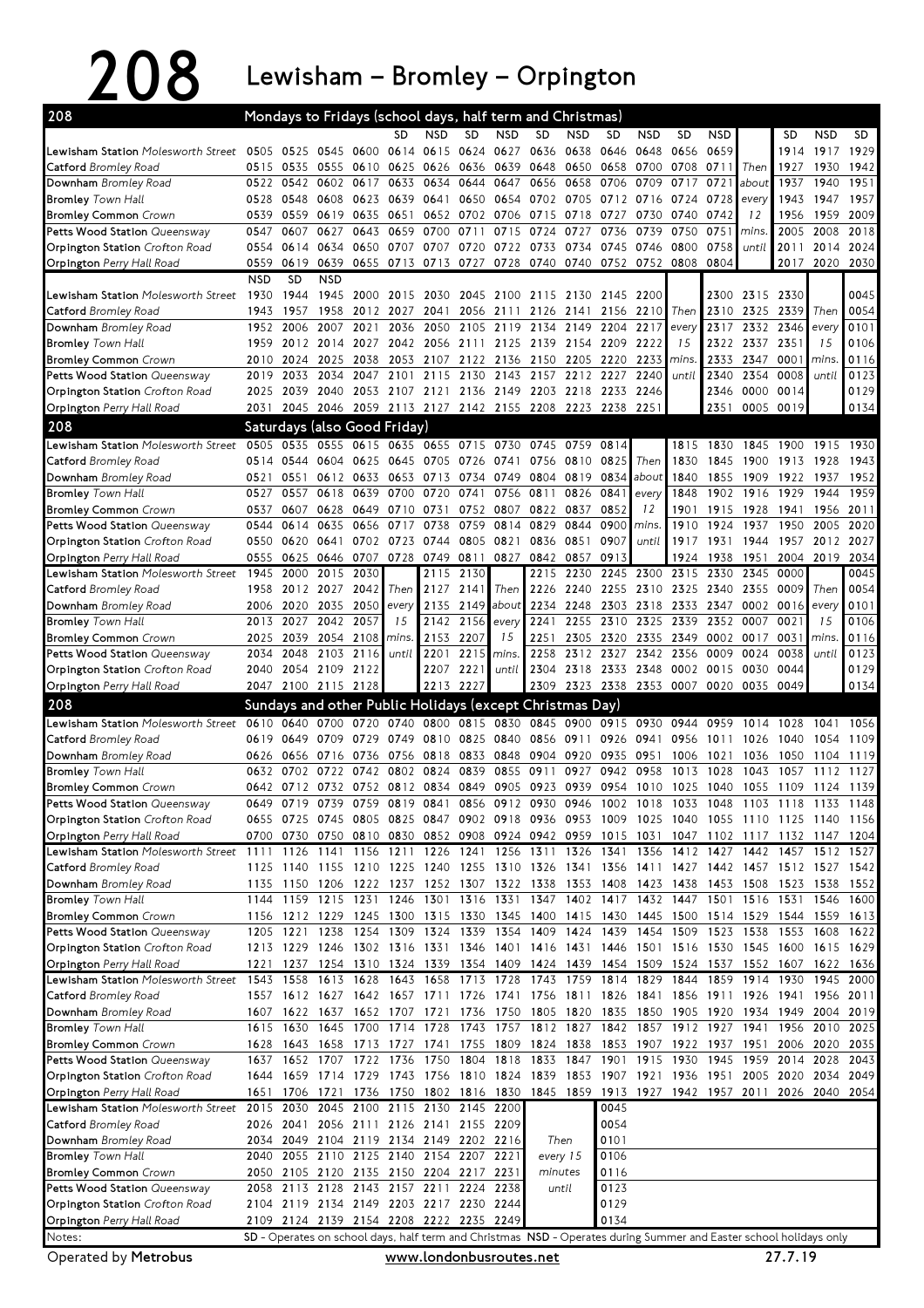# 208 Lewisham – Bromley – Orpington

## Mondays to Fridays (school days, half term and Christmas)

| 208 | | | | | SD | NSD | SD | NSD | SD | NSD | SD | NSD | SD | NSD | | SD | NSD | SD |
|---|---|---|---|---|---|---|---|---|---|---|---|---|---|---|---|---|---|---|
| **Lewisham Station** *Molesworth Street* | 0505 | 0525 | 0545 | 0600 | 0614 | 0615 | 0624 | 0627 | 0636 | 0638 | 0646 | 0648 | 0656 | 0659 | | 1914 | 1917 | 1929 |
| **Catford** *Bromley Road* | 0515 | 0535 | 0555 | 0610 | 0625 | 0626 | 0636 | 0639 | 0648 | 0650 | 0658 | 0700 | 0708 | 0711 | Then | 1927 | 1930 | 1942 |
| **Downham** *Bromley Road* | 0522 | 0542 | 0602 | 0617 | 0633 | 0634 | 0644 | 0647 | 0656 | 0658 | 0706 | 0709 | 0717 | 0721 | about | 1937 | 1940 | 1951 |
| **Bromley** *Town Hall* | 0528 | 0548 | 0608 | 0623 | 0639 | 0641 | 0650 | 0654 | 0702 | 0705 | 0712 | 0716 | 0724 | 0728 | every | 1943 | 1947 | 1957 |
| **Bromley Common** *Crown* | 0539 | 0559 | 0619 | 0635 | 0651 | 0652 | 0702 | 0706 | 0715 | 0718 | 0727 | 0730 | 0740 | 0742 | 12 | 1956 | 1959 | 2009 |
| **Petts Wood Station** *Queensway* | 0547 | 0607 | 0627 | 0643 | 0659 | 0700 | 0711 | 0715 | 0724 | 0727 | 0736 | 0739 | 0750 | 0751 | mins. | 2005 | 2008 | 2018 |
| **Orpington Station** *Crofton Road* | 0554 | 0614 | 0634 | 0650 | 0707 | 0707 | 0720 | 0722 | 0733 | 0734 | 0745 | 0746 | 0800 | 0758 | until | 2011 | 2014 | 2024 |
| **Orpington** *Perry Hall Road* | 0559 | 0619 | 0639 | 0655 | 0713 | 0713 | 0727 | 0728 | 0740 | 0740 | 0752 | 0752 | 0808 | 0804 | | 2017 | 2020 | 2030 |

| | NSD | SD | NSD | | | | | | | | | | | | | | | |
|---|---|---|---|---|---|---|---|---|---|---|---|---|---|---|---|---|---|---|
| **Lewisham Station** *Molesworth Street* | 1930 | 1944 | 1945 | 2000 | 2015 | 2030 | 2045 | 2100 | 2115 | 2130 | 2145 | 2200 | | 2300 | 2315 | 2330 | | 0045 |
| **Catford** *Bromley Road* | 1943 | 1957 | 1958 | 2012 | 2027 | 2041 | 2056 | 2111 | 2126 | 2141 | 2156 | 2210 | Then | 2310 | 2325 | 2339 | Then | 0054 |
| **Downham** *Bromley Road* | 1952 | 2006 | 2007 | 2021 | 2036 | 2050 | 2105 | 2119 | 2134 | 2149 | 2204 | 2217 | every | 2317 | 2332 | 2346 | every | 0101 |
| **Bromley** *Town Hall* | 1959 | 2012 | 2014 | 2027 | 2042 | 2056 | 2111 | 2125 | 2139 | 2154 | 2209 | 2222 | 15 | 2322 | 2337 | 2351 | 15 | 0106 |
| **Bromley Common** *Crown* | 2010 | 2024 | 2025 | 2038 | 2053 | 2107 | 2122 | 2136 | 2150 | 2205 | 2220 | 2233 | mins. | 2333 | 2347 | 0001 | mins. | 0116 |
| **Petts Wood Station** *Queensway* | 2019 | 2033 | 2034 | 2047 | 2101 | 2115 | 2130 | 2143 | 2157 | 2212 | 2227 | 2240 | until | 2340 | 2354 | 0008 | until | 0123 |
| **Orpington Station** *Crofton Road* | 2025 | 2039 | 2040 | 2053 | 2107 | 2121 | 2136 | 2149 | 2203 | 2218 | 2233 | 2246 | | 2346 | 0000 | 0014 | | 0129 |
| **Orpington** *Perry Hall Road* | 2031 | 2045 | 2046 | 2059 | 2113 | 2127 | 2142 | 2155 | 2208 | 2223 | 2238 | 2251 | | 2351 | 0005 | 0019 | | 0134 |

## Saturdays (also Good Friday)

| 208 | | | | | | | | | | | | | | | | | | |
|---|---|---|---|---|---|---|---|---|---|---|---|---|---|---|---|---|---|---|
| **Lewisham Station** *Molesworth Street* | 0505 | 0535 | 0555 | 0615 | 0635 | 0655 | 0715 | 0730 | 0745 | 0759 | 0814 | | 1815 | 1830 | 1845 | 1900 | 1915 | 1930 |
| **Catford** *Bromley Road* | 0514 | 0544 | 0604 | 0625 | 0645 | 0705 | 0726 | 0741 | 0756 | 0810 | 0825 | Then | 1830 | 1845 | 1900 | 1913 | 1928 | 1943 |
| **Downham** *Bromley Road* | 0521 | 0551 | 0612 | 0633 | 0653 | 0713 | 0734 | 0749 | 0804 | 0819 | 0834 | about | 1840 | 1855 | 1909 | 1922 | 1937 | 1952 |
| **Bromley** *Town Hall* | 0527 | 0557 | 0618 | 0639 | 0700 | 0720 | 0741 | 0756 | 0811 | 0826 | 0841 | every | 1848 | 1902 | 1916 | 1929 | 1944 | 1959 |
| **Bromley Common** *Crown* | 0537 | 0607 | 0628 | 0649 | 0710 | 0731 | 0752 | 0807 | 0822 | 0837 | 0852 | 12 | 1901 | 1915 | 1928 | 1941 | 1956 | 2011 |
| **Petts Wood Station** *Queensway* | 0544 | 0614 | 0635 | 0656 | 0717 | 0738 | 0759 | 0814 | 0829 | 0844 | 0900 | mins. | 1910 | 1924 | 1937 | 1950 | 2005 | 2020 |
| **Orpington Station** *Crofton Road* | 0550 | 0620 | 0641 | 0702 | 0723 | 0744 | 0805 | 0821 | 0836 | 0851 | 0907 | until | 1917 | 1931 | 1944 | 1957 | 2012 | 2027 |
| **Orpington** *Perry Hall Road* | 0555 | 0625 | 0646 | 0707 | 0728 | 0749 | 0811 | 0827 | 0842 | 0857 | 0913 | | 1924 | 1938 | 1951 | 2004 | 2019 | 2034 |

| | | | | | | | | | | | | | | | | | | |
|---|---|---|---|---|---|---|---|---|---|---|---|---|---|---|---|---|---|---|
| **Lewisham Station** *Molesworth Street* | 1945 | 2000 | 2015 | 2030 | | 2115 | 2130 | | 2215 | 2230 | 2245 | 2300 | 2315 | 2330 | 2345 | 0000 | | 0045 |
| **Catford** *Bromley Road* | 1958 | 2012 | 2027 | 2042 | Then | 2127 | 2141 | Then | 2226 | 2240 | 2255 | 2310 | 2325 | 2340 | 2355 | 0009 | Then | 0054 |
| **Downham** *Bromley Road* | 2006 | 2020 | 2035 | 2050 | every | 2135 | 2149 | about | 2234 | 2248 | 2303 | 2318 | 2333 | 2347 | 0002 | 0016 | every | 0101 |
| **Bromley** *Town Hall* | 2013 | 2027 | 2042 | 2057 | 15 | 2142 | 2156 | every | 2241 | 2255 | 2310 | 2325 | 2339 | 2352 | 0007 | 0021 | 15 | 0106 |
| **Bromley Common** *Crown* | 2025 | 2039 | 2054 | 2108 | mins. | 2153 | 2207 | 15 | 2251 | 2305 | 2320 | 2335 | 2349 | 0002 | 0017 | 0031 | mins. | 0116 |
| **Petts Wood Station** *Queensway* | 2034 | 2048 | 2103 | 2116 | until | 2201 | 2215 | mins. | 2258 | 2312 | 2327 | 2342 | 2356 | 0009 | 0024 | 0038 | until | 0123 |
| **Orpington Station** *Crofton Road* | 2040 | 2054 | 2109 | 2122 | | 2207 | 2221 | until | 2304 | 2318 | 2333 | 2348 | 0002 | 0015 | 0030 | 0044 | | 0129 |
| **Orpington** *Perry Hall Road* | 2047 | 2100 | 2115 | 2128 | | 2213 | 2227 | | 2309 | 2323 | 2338 | 2353 | 0007 | 0020 | 0035 | 0049 | | 0134 |

## Sundays and other Public Holidays (except Christmas Day)

| 208 | | | | | | | | | | | | | | | | | | |
|---|---|---|---|---|---|---|---|---|---|---|---|---|---|---|---|---|---|---|
| **Lewisham Station** *Molesworth Street* | 0610 | 0640 | 0700 | 0720 | 0740 | 0800 | 0815 | 0830 | 0845 | 0900 | 0915 | 0930 | 0944 | 0959 | 1014 | 1028 | 1041 | 1056 |
| **Catford** *Bromley Road* | 0619 | 0649 | 0709 | 0729 | 0749 | 0810 | 0825 | 0840 | 0856 | 0911 | 0926 | 0941 | 0956 | 1011 | 1026 | 1040 | 1054 | 1109 |
| **Downham** *Bromley Road* | 0626 | 0656 | 0716 | 0736 | 0756 | 0818 | 0833 | 0848 | 0904 | 0920 | 0935 | 0951 | 1006 | 1021 | 1036 | 1050 | 1104 | 1119 |
| **Bromley** *Town Hall* | 0632 | 0702 | 0722 | 0742 | 0802 | 0824 | 0839 | 0855 | 0911 | 0927 | 0942 | 0958 | 1013 | 1028 | 1043 | 1057 | 1112 | 1127 |
| **Bromley Common** *Crown* | 0642 | 0712 | 0732 | 0752 | 0812 | 0834 | 0849 | 0905 | 0923 | 0939 | 0954 | 1010 | 1025 | 1040 | 1055 | 1109 | 1124 | 1139 |
| **Petts Wood Station** *Queensway* | 0649 | 0719 | 0739 | 0759 | 0819 | 0841 | 0856 | 0912 | 0930 | 0946 | 1002 | 1018 | 1033 | 1048 | 1103 | 1118 | 1133 | 1148 |
| **Orpington Station** *Crofton Road* | 0655 | 0725 | 0745 | 0805 | 0825 | 0847 | 0902 | 0918 | 0936 | 0953 | 1009 | 1025 | 1040 | 1055 | 1110 | 1125 | 1140 | 1156 |
| **Orpington** *Perry Hall Road* | 0700 | 0730 | 0750 | 0810 | 0830 | 0852 | 0908 | 0924 | 0942 | 0959 | 1015 | 1031 | 1047 | 1102 | 1117 | 1132 | 1147 | 1204 |
| **Lewisham Station** *Molesworth Street* | 1111 | 1126 | 1141 | 1156 | 1211 | 1226 | 1241 | 1256 | 1311 | 1326 | 1341 | 1356 | 1412 | 1427 | 1442 | 1457 | 1512 | 1527 |
| **Catford** *Bromley Road* | 1125 | 1140 | 1155 | 1210 | 1225 | 1240 | 1255 | 1310 | 1326 | 1341 | 1356 | 1411 | 1427 | 1442 | 1457 | 1512 | 1527 | 1542 |
| **Downham** *Bromley Road* | 1135 | 1150 | 1206 | 1222 | 1237 | 1252 | 1307 | 1322 | 1338 | 1353 | 1408 | 1423 | 1438 | 1453 | 1508 | 1523 | 1538 | 1552 |
| **Bromley** *Town Hall* | 1144 | 1159 | 1215 | 1231 | 1246 | 1301 | 1316 | 1331 | 1347 | 1402 | 1417 | 1432 | 1447 | 1501 | 1516 | 1531 | 1546 | 1600 |
| **Bromley Common** *Crown* | 1156 | 1212 | 1229 | 1245 | 1300 | 1315 | 1330 | 1345 | 1400 | 1415 | 1430 | 1445 | 1500 | 1514 | 1529 | 1544 | 1559 | 1613 |
| **Petts Wood Station** *Queensway* | 1205 | 1221 | 1238 | 1254 | 1309 | 1324 | 1339 | 1354 | 1409 | 1424 | 1439 | 1454 | 1509 | 1523 | 1538 | 1553 | 1608 | 1622 |
| **Orpington Station** *Crofton Road* | 1213 | 1229 | 1246 | 1302 | 1316 | 1331 | 1346 | 1401 | 1416 | 1431 | 1446 | 1501 | 1516 | 1530 | 1545 | 1600 | 1615 | 1629 |
| **Orpington** *Perry Hall Road* | 1221 | 1237 | 1254 | 1310 | 1324 | 1339 | 1354 | 1409 | 1424 | 1439 | 1454 | 1509 | 1524 | 1537 | 1552 | 1607 | 1622 | 1636 |
| **Lewisham Station** *Molesworth Street* | 1543 | 1558 | 1613 | 1628 | 1643 | 1658 | 1713 | 1728 | 1743 | 1759 | 1814 | 1829 | 1844 | 1859 | 1914 | 1930 | 1945 | 2000 |
| **Catford** *Bromley Road* | 1557 | 1612 | 1627 | 1642 | 1657 | 1711 | 1726 | 1741 | 1756 | 1811 | 1826 | 1841 | 1856 | 1911 | 1926 | 1941 | 1956 | 2011 |
| **Downham** *Bromley Road* | 1607 | 1622 | 1637 | 1652 | 1707 | 1721 | 1736 | 1750 | 1805 | 1820 | 1835 | 1850 | 1905 | 1920 | 1934 | 1949 | 2004 | 2019 |
| **Bromley** *Town Hall* | 1615 | 1630 | 1645 | 1700 | 1714 | 1728 | 1743 | 1757 | 1812 | 1827 | 1842 | 1857 | 1912 | 1927 | 1941 | 1956 | 2010 | 2025 |
| **Bromley Common** *Crown* | 1628 | 1643 | 1658 | 1713 | 1727 | 1741 | 1755 | 1809 | 1824 | 1838 | 1853 | 1907 | 1922 | 1937 | 1951 | 2006 | 2020 | 2035 |
| **Petts Wood Station** *Queensway* | 1637 | 1652 | 1707 | 1722 | 1736 | 1750 | 1804 | 1818 | 1833 | 1847 | 1901 | 1915 | 1930 | 1945 | 1959 | 2014 | 2028 | 2043 |
| **Orpington Station** *Crofton Road* | 1644 | 1659 | 1714 | 1729 | 1743 | 1756 | 1810 | 1824 | 1839 | 1853 | 1907 | 1921 | 1936 | 1951 | 2005 | 2020 | 2034 | 2049 |
| **Orpington** *Perry Hall Road* | 1651 | 1706 | 1721 | 1736 | 1750 | 1802 | 1816 | 1830 | 1845 | 1859 | 1913 | 1927 | 1942 | 1957 | 2011 | 2026 | 2040 | 2054 |

| | | | | | | | | | | |
|---|---|---|---|---|---|---|---|---|---|---|
| **Lewisham Station** *Molesworth Street* | 2015 | 2030 | 2045 | 2100 | 2115 | 2130 | 2145 | 2200 | | 0045 |
| **Catford** *Bromley Road* | 2026 | 2041 | 2056 | 2111 | 2126 | 2141 | 2155 | 2209 | | 0054 |
| **Downham** *Bromley Road* | 2034 | 2049 | 2104 | 2119 | 2134 | 2149 | 2202 | 2216 | Then | 0101 |
| **Bromley** *Town Hall* | 2040 | 2055 | 2110 | 2125 | 2140 | 2154 | 2207 | 2221 | every 15 | 0106 |
| **Bromley Common** *Crown* | 2050 | 2105 | 2120 | 2135 | 2150 | 2204 | 2217 | 2231 | minutes | 0116 |
| **Petts Wood Station** *Queensway* | 2058 | 2113 | 2128 | 2143 | 2157 | 2211 | 2224 | 2238 | until | 0123 |
| **Orpington Station** *Crofton Road* | 2104 | 2119 | 2134 | 2149 | 2203 | 2217 | 2230 | 2244 | | 0129 |
| **Orpington** *Perry Hall Road* | 2109 | 2124 | 2139 | 2154 | 2208 | 2222 | 2235 | 2249 | | 0134 |

Notes: **SD** - Operates on school days, half term and Christmas **NSD** - Operates during Summer and Easter school holidays only

Operated by **Metrobus** www.londonbusroutes.net 27.7.19